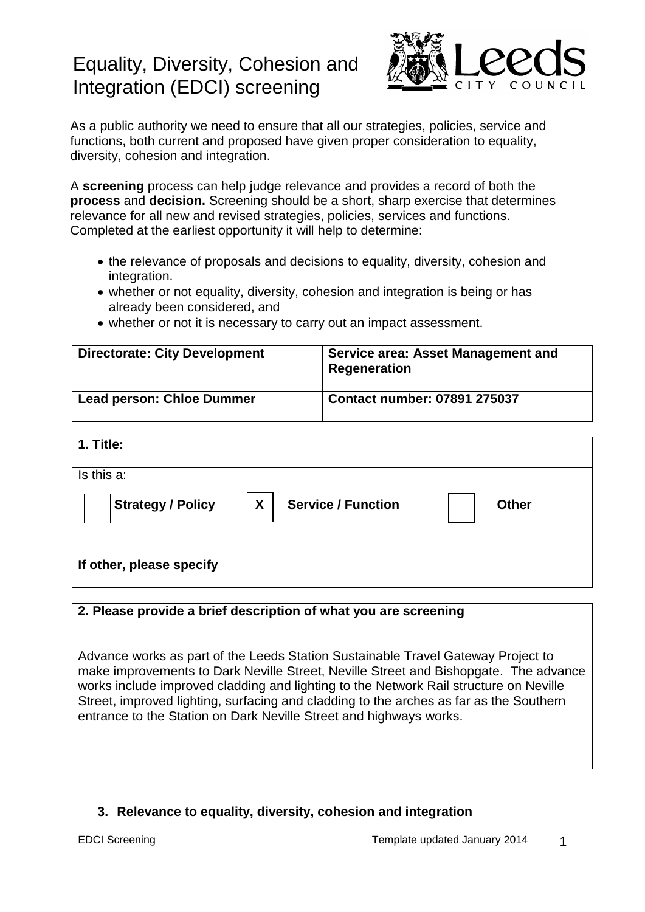# Equality, Diversity, Cohesion and Integration (EDCI) screening

As a public authority we need to ensure that all our strategies, policies, service and functions, both current and proposed have given proper consideration to equality, diversity, cohesion and integration.

A **screening** process can help judge relevance and provides a record of both the **process** and **decision.** Screening should be a short, sharp exercise that determines relevance for all new and revised strategies, policies, services and functions. Completed at the earliest opportunity it will help to determine:

- the relevance of proposals and decisions to equality, diversity, cohesion and integration.
- whether or not equality, diversity, cohesion and integration is being or has already been considered, and
- whether or not it is necessary to carry out an impact assessment.

| **Directorate: City Development** | **Service area: Asset Management and Regeneration** |
|---|---|
| **Lead person: Chloe Dummer** | **Contact number: 07891 275037** |

| **1. Title:** | | | | | |
|---|---|---|---|---|---|
| Is this a: | | | | | |
| | **Strategy / Policy** | X | **Service / Function** | | **Other** |
| **If other, please specify** | | | | | |

| **2. Please provide a brief description of what you are screening** |
|---|
| Advance works as part of the Leeds Station Sustainable Travel Gateway Project to make improvements to Dark Neville Street, Neville Street and Bishopgate. The advance works include improved cladding and lighting to the Network Rail structure on Neville Street, improved lighting, surfacing and cladding to the arches as far as the Southern entrance to the Station on Dark Neville Street and highways works. |

**3. Relevance to equality, diversity, cohesion and integration**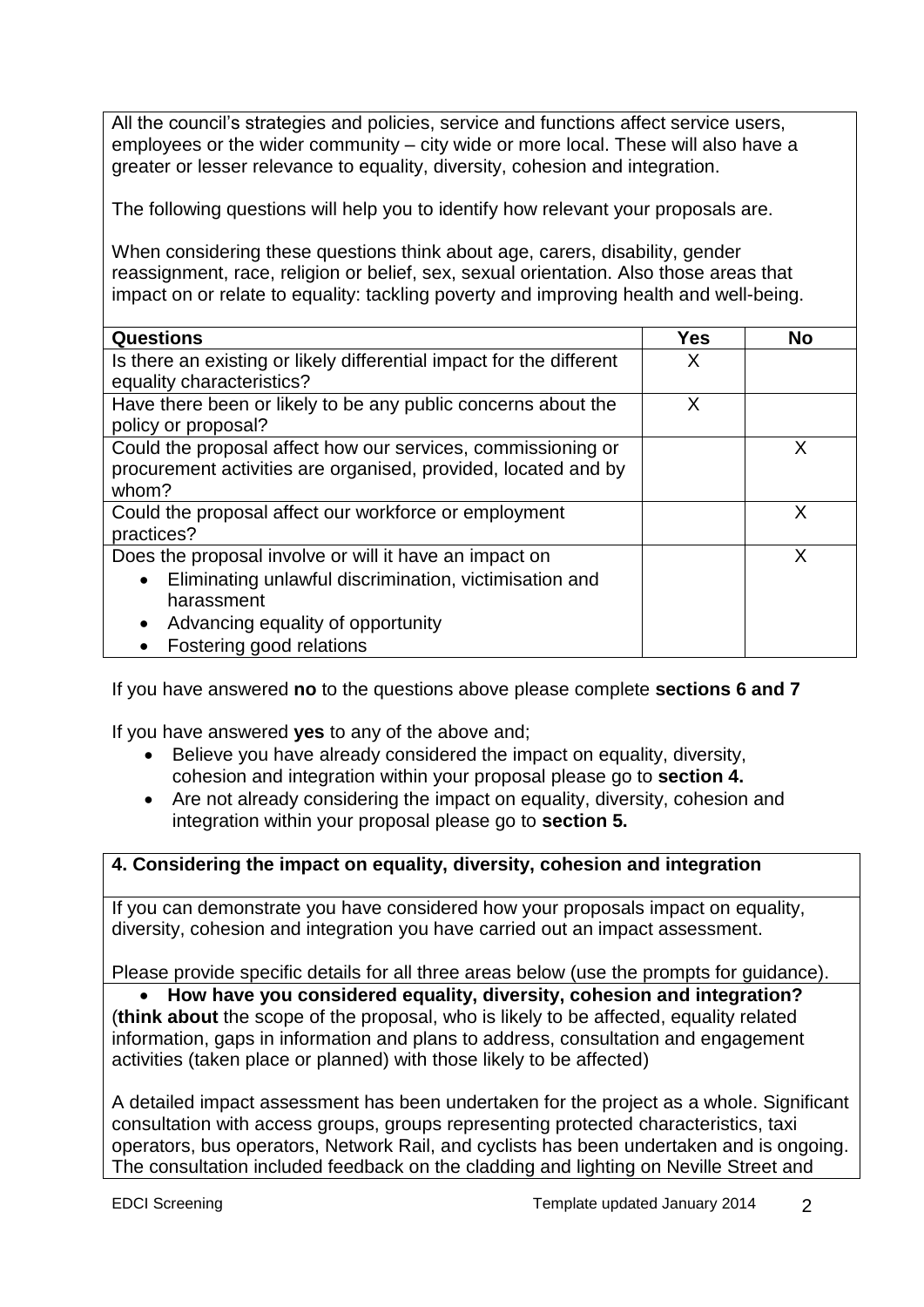All the council's strategies and policies, service and functions affect service users, employees or the wider community – city wide or more local. These will also have a greater or lesser relevance to equality, diversity, cohesion and integration.

The following questions will help you to identify how relevant your proposals are.

When considering these questions think about age, carers, disability, gender reassignment, race, religion or belief, sex, sexual orientation. Also those areas that impact on or relate to equality: tackling poverty and improving health and well-being.

| Questions | Yes | No |
| --- | --- | --- |
| Is there an existing or likely differential impact for the different equality characteristics? | X | |
| Have there been or likely to be any public concerns about the policy or proposal? | X | |
| Could the proposal affect how our services, commissioning or procurement activities are organised, provided, located and by whom? | | X |
| Could the proposal affect our workforce or employment practices? | | X |
| Does the proposal involve or will it have an impact on<br>• Eliminating unlawful discrimination, victimisation and harassment<br>• Advancing equality of opportunity<br>• Fostering good relations | | X |

If you have answered **no** to the questions above please complete **sections 6 and 7**

If you have answered **yes** to any of the above and;

- Believe you have already considered the impact on equality, diversity, cohesion and integration within your proposal please go to **section 4.**
- Are not already considering the impact on equality, diversity, cohesion and integration within your proposal please go to **section 5.**

## 4. Considering the impact on equality, diversity, cohesion and integration

If you can demonstrate you have considered how your proposals impact on equality, diversity, cohesion and integration you have carried out an impact assessment.

Please provide specific details for all three areas below (use the prompts for guidance).

- **How have you considered equality, diversity, cohesion and integration?**

(**think about** the scope of the proposal, who is likely to be affected, equality related information, gaps in information and plans to address, consultation and engagement activities (taken place or planned) with those likely to be affected)

A detailed impact assessment has been undertaken for the project as a whole. Significant consultation with access groups, groups representing protected characteristics, taxi operators, bus operators, Network Rail, and cyclists has been undertaken and is ongoing. The consultation included feedback on the cladding and lighting on Neville Street and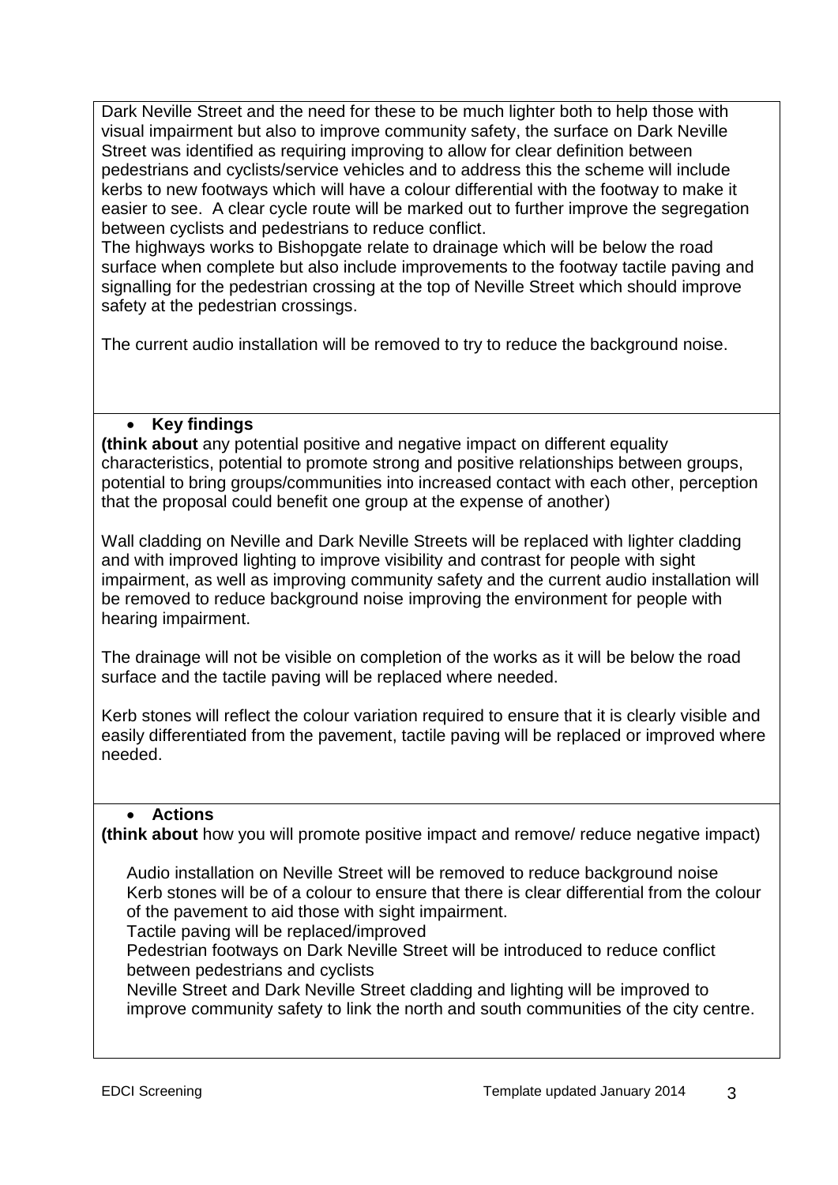Dark Neville Street and the need for these to be much lighter both to help those with visual impairment but also to improve community safety, the surface on Dark Neville Street was identified as requiring improving to allow for clear definition between pedestrians and cyclists/service vehicles and to address this the scheme will include kerbs to new footways which will have a colour differential with the footway to make it easier to see. A clear cycle route will be marked out to further improve the segregation between cyclists and pedestrians to reduce conflict.
The highways works to Bishopgate relate to drainage which will be below the road surface when complete but also include improvements to the footway tactile paving and signalling for the pedestrian crossing at the top of Neville Street which should improve safety at the pedestrian crossings.

The current audio installation will be removed to try to reduce the background noise.

- **Key findings**

**(think about** any potential positive and negative impact on different equality characteristics, potential to promote strong and positive relationships between groups, potential to bring groups/communities into increased contact with each other, perception that the proposal could benefit one group at the expense of another)

Wall cladding on Neville and Dark Neville Streets will be replaced with lighter cladding and with improved lighting to improve visibility and contrast for people with sight impairment, as well as improving community safety and the current audio installation will be removed to reduce background noise improving the environment for people with hearing impairment.

The drainage will not be visible on completion of the works as it will be below the road surface and the tactile paving will be replaced where needed.

Kerb stones will reflect the colour variation required to ensure that it is clearly visible and easily differentiated from the pavement, tactile paving will be replaced or improved where needed.

- **Actions**

**(think about** how you will promote positive impact and remove/ reduce negative impact)

Audio installation on Neville Street will be removed to reduce background noise
Kerb stones will be of a colour to ensure that there is clear differential from the colour of the pavement to aid those with sight impairment.
Tactile paving will be replaced/improved
Pedestrian footways on Dark Neville Street will be introduced to reduce conflict between pedestrians and cyclists
Neville Street and Dark Neville Street cladding and lighting will be improved to improve community safety to link the north and south communities of the city centre.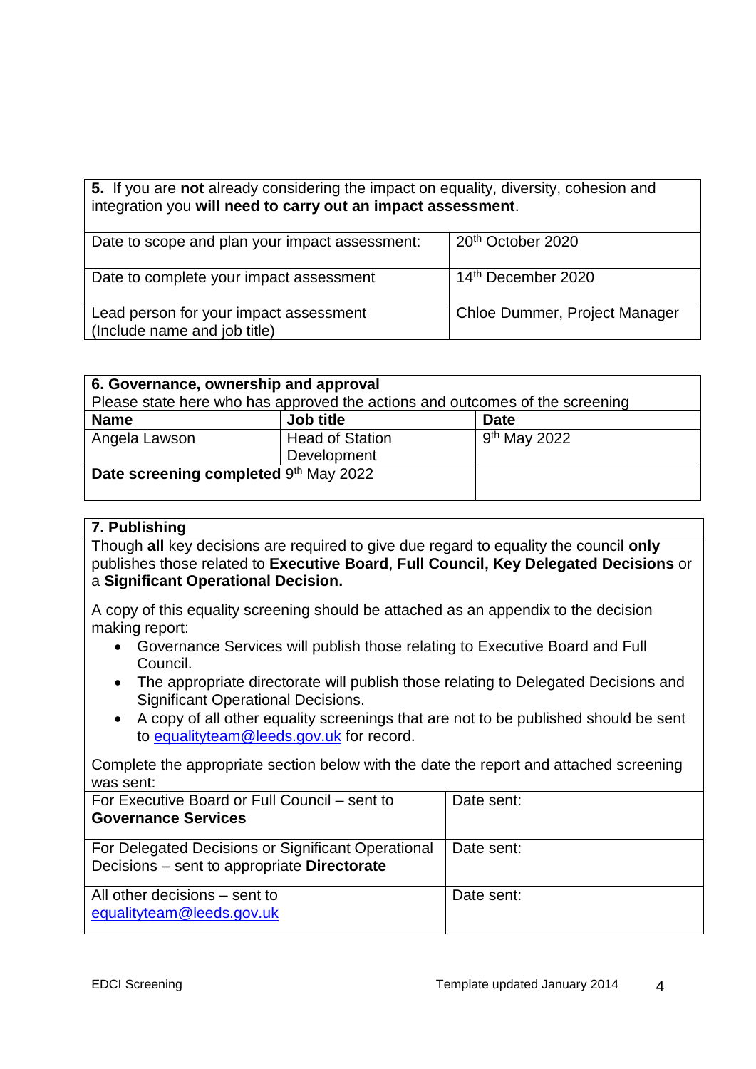| | |
|---|---|
| **5.** If you are **not** already considering the impact on equality, diversity, cohesion and integration you **will need to carry out an impact assessment**. | |
| Date to scope and plan your impact assessment: | 20th October 2020 |
| Date to complete your impact assessment | 14th December 2020 |
| Lead person for your impact assessment (Include name and job title) | Chloe Dummer, Project Manager |

| | | |
|---|---|---|
| **6. Governance, ownership and approval** Please state here who has approved the actions and outcomes of the screening | | |
| **Name** | **Job title** | **Date** |
| Angela Lawson | Head of Station Development | 9th May 2022 |
| **Date screening completed** 9th May 2022 | | |

## 7. Publishing

Though **all** key decisions are required to give due regard to equality the council **only** publishes those related to **Executive Board**, **Full Council, Key Delegated Decisions** or a **Significant Operational Decision.**

A copy of this equality screening should be attached as an appendix to the decision making report:

- Governance Services will publish those relating to Executive Board and Full Council.
- The appropriate directorate will publish those relating to Delegated Decisions and Significant Operational Decisions.
- A copy of all other equality screenings that are not to be published should be sent to equalityteam@leeds.gov.uk for record.

Complete the appropriate section below with the date the report and attached screening was sent:

| | |
|---|---|
| For Executive Board or Full Council – sent to **Governance Services** | Date sent: |
| For Delegated Decisions or Significant Operational Decisions – sent to appropriate **Directorate** | Date sent: |
| All other decisions – sent to equalityteam@leeds.gov.uk | Date sent: |